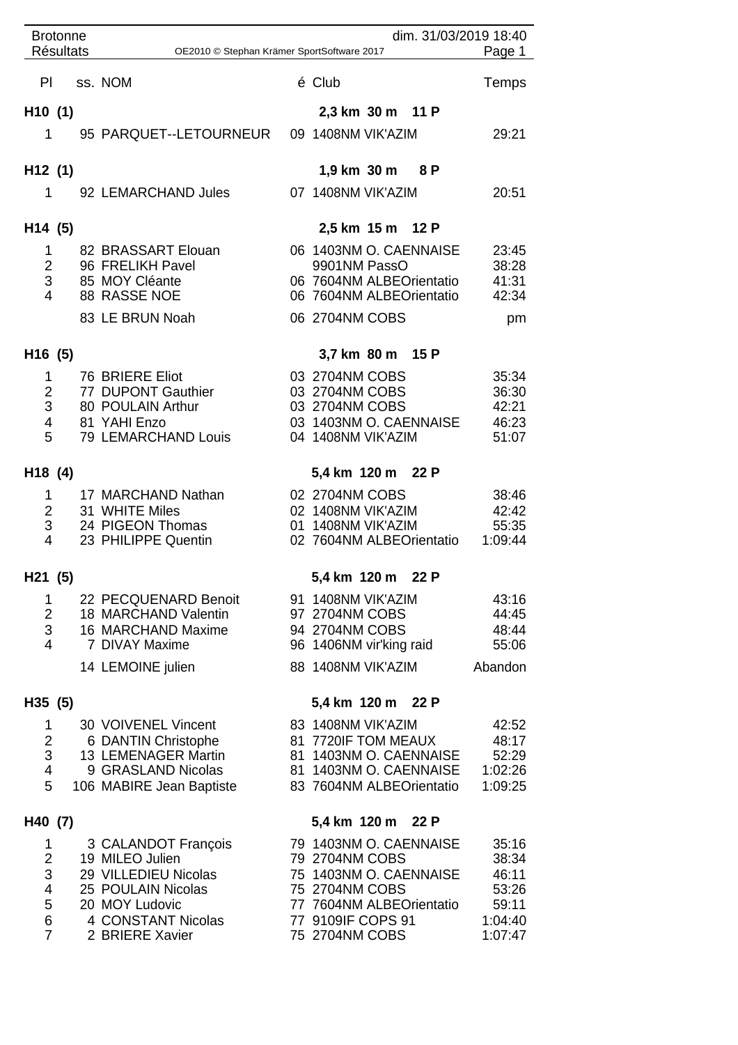Brotonne
Résultats

OE2010 © Stephan Krämer SportSoftware 2017

dim. 31/03/2019 18:40

| Pl | ss. | NOM | é | Club | Temps |
|---|---|---|---|---|---|
| **H10 (1)** | | | | **2,3 km 30 m 11 P** | |
| 1 | 95 | PARQUET--LETOURNEUR | 09 | 1408NM VIK'AZIM | 29:21 |
| **H12 (1)** | | | | **1,9 km 30 m 8 P** | |
| 1 | 92 | LEMARCHAND Jules | 07 | 1408NM VIK'AZIM | 20:51 |
| **H14 (5)** | | | | **2,5 km 15 m 12 P** | |
| 1 | 82 | BRASSART Elouan | 06 | 1403NM O. CAENNAISE | 23:45 |
| 2 | 96 | FRELIKH Pavel | | 9901NM PassO | 38:28 |
| 3 | 85 | MOY Cléante | 06 | 7604NM ALBEOrientatio | 41:31 |
| 4 | 88 | RASSE NOE | 06 | 7604NM ALBEOrientatio | 42:34 |
| | 83 | LE BRUN Noah | 06 | 2704NM COBS | pm |
| **H16 (5)** | | | | **3,7 km 80 m 15 P** | |
| 1 | 76 | BRIERE Eliot | 03 | 2704NM COBS | 35:34 |
| 2 | 77 | DUPONT Gauthier | 03 | 2704NM COBS | 36:30 |
| 3 | 80 | POULAIN Arthur | 03 | 2704NM COBS | 42:21 |
| 4 | 81 | YAHI Enzo | 03 | 1403NM O. CAENNAISE | 46:23 |
| 5 | 79 | LEMARCHAND Louis | 04 | 1408NM VIK'AZIM | 51:07 |
| **H18 (4)** | | | | **5,4 km 120 m 22 P** | |
| 1 | 17 | MARCHAND Nathan | 02 | 2704NM COBS | 38:46 |
| 2 | 31 | WHITE Miles | 02 | 1408NM VIK'AZIM | 42:42 |
| 3 | 24 | PIGEON Thomas | 01 | 1408NM VIK'AZIM | 55:35 |
| 4 | 23 | PHILIPPE Quentin | 02 | 7604NM ALBEOrientatio | 1:09:44 |
| **H21 (5)** | | | | **5,4 km 120 m 22 P** | |
| 1 | 22 | PECQUENARD Benoit | 91 | 1408NM VIK'AZIM | 43:16 |
| 2 | 18 | MARCHAND Valentin | 97 | 2704NM COBS | 44:45 |
| 3 | 16 | MARCHAND Maxime | 94 | 2704NM COBS | 48:44 |
| 4 | 7 | DIVAY Maxime | 96 | 1406NM vir'king raid | 55:06 |
| | 14 | LEMOINE julien | 88 | 1408NM VIK'AZIM | Abandon |
| **H35 (5)** | | | | **5,4 km 120 m 22 P** | |
| 1 | 30 | VOIVENEL Vincent | 83 | 1408NM VIK'AZIM | 42:52 |
| 2 | 6 | DANTIN Christophe | 81 | 7720IF TOM MEAUX | 48:17 |
| 3 | 13 | LEMENAGER Martin | 81 | 1403NM O. CAENNAISE | 52:29 |
| 4 | 9 | GRASLAND Nicolas | 81 | 1403NM O. CAENNAISE | 1:02:26 |
| 5 | 106 | MABIRE Jean Baptiste | 83 | 7604NM ALBEOrientatio | 1:09:25 |
| **H40 (7)** | | | | **5,4 km 120 m 22 P** | |
| 1 | 3 | CALANDOT François | 79 | 1403NM O. CAENNAISE | 35:16 |
| 2 | 19 | MILEO Julien | 79 | 2704NM COBS | 38:34 |
| 3 | 29 | VILLEDIEU Nicolas | 75 | 1403NM O. CAENNAISE | 46:11 |
| 4 | 25 | POULAIN Nicolas | 75 | 2704NM COBS | 53:26 |
| 5 | 20 | MOY Ludovic | 77 | 7604NM ALBEOrientatio | 59:11 |
| 6 | 4 | CONSTANT Nicolas | 77 | 9109IF COPS 91 | 1:04:40 |
| 7 | 2 | BRIERE Xavier | 75 | 2704NM COBS | 1:07:47 |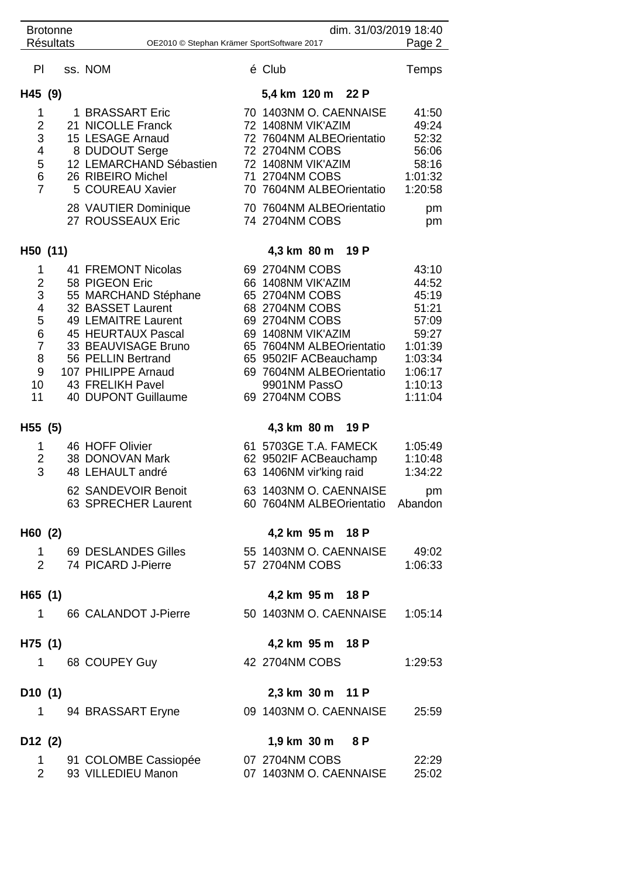| Pl | ss. | NOM | é | Club | Temps |
|---|---|---|---|---|---|
| **H45 (9)** | | | | **5,4 km 120 m 22 P** | |
| 1 | 1 | BRASSART Eric | 70 | 1403NM O. CAENNAISE | 41:50 |
| 2 | 21 | NICOLLE Franck | 72 | 1408NM VIK'AZIM | 49:24 |
| 3 | 15 | LESAGE Arnaud | 72 | 7604NM ALBEOrientatio | 52:32 |
| 4 | 8 | DUDOUT Serge | 72 | 2704NM COBS | 56:06 |
| 5 | 12 | LEMARCHAND Sébastien | 72 | 1408NM VIK'AZIM | 58:16 |
| 6 | 26 | RIBEIRO Michel | 71 | 2704NM COBS | 1:01:32 |
| 7 | 5 | COUREAU Xavier | 70 | 7604NM ALBEOrientatio | 1:20:58 |
| | 28 | VAUTIER Dominique | 70 | 7604NM ALBEOrientatio | pm |
| | 27 | ROUSSEAUX Eric | 74 | 2704NM COBS | pm |
| **H50 (11)** | | | | **4,3 km 80 m 19 P** | |
| 1 | 41 | FREMONT Nicolas | 69 | 2704NM COBS | 43:10 |
| 2 | 58 | PIGEON Eric | 66 | 1408NM VIK'AZIM | 44:52 |
| 3 | 55 | MARCHAND Stéphane | 65 | 2704NM COBS | 45:19 |
| 4 | 32 | BASSET Laurent | 68 | 2704NM COBS | 51:21 |
| 5 | 49 | LEMAITRE Laurent | 69 | 2704NM COBS | 57:09 |
| 6 | 45 | HEURTAUX Pascal | 69 | 1408NM VIK'AZIM | 59:27 |
| 7 | 33 | BEAUVISAGE Bruno | 65 | 7604NM ALBEOrientatio | 1:01:39 |
| 8 | 56 | PELLIN Bertrand | 65 | 9502IF ACBeauchamp | 1:03:34 |
| 9 | 107 | PHILIPPE Arnaud | 69 | 7604NM ALBEOrientatio | 1:06:17 |
| 10 | 43 | FRELIKH Pavel | | 9901NM PassO | 1:10:13 |
| 11 | 40 | DUPONT Guillaume | 69 | 2704NM COBS | 1:11:04 |
| **H55 (5)** | | | | **4,3 km 80 m 19 P** | |
| 1 | 46 | HOFF Olivier | 61 | 5703GE T.A. FAMECK | 1:05:49 |
| 2 | 38 | DONOVAN Mark | 62 | 9502IF ACBeauchamp | 1:10:48 |
| 3 | 48 | LEHAULT andré | 63 | 1406NM vir'king raid | 1:34:22 |
| | 62 | SANDEVOIR Benoit | 63 | 1403NM O. CAENNAISE | pm |
| | 63 | SPRECHER Laurent | 60 | 7604NM ALBEOrientatio | Abandon |
| **H60 (2)** | | | | **4,2 km 95 m 18 P** | |
| 1 | 69 | DESLANDES Gilles | 55 | 1403NM O. CAENNAISE | 49:02 |
| 2 | 74 | PICARD J-Pierre | 57 | 2704NM COBS | 1:06:33 |
| **H65 (1)** | | | | **4,2 km 95 m 18 P** | |
| 1 | 66 | CALANDOT J-Pierre | 50 | 1403NM O. CAENNAISE | 1:05:14 |
| **H75 (1)** | | | | **4,2 km 95 m 18 P** | |
| 1 | 68 | COUPEY Guy | 42 | 2704NM COBS | 1:29:53 |
| **D10 (1)** | | | | **2,3 km 30 m 11 P** | |
| 1 | 94 | BRASSART Eryne | 09 | 1403NM O. CAENNAISE | 25:59 |
| **D12 (2)** | | | | **1,9 km 30 m 8 P** | |
| 1 | 91 | COLOMBE Cassiopée | 07 | 2704NM COBS | 22:29 |
| 2 | 93 | VILLEDIEU Manon | 07 | 1403NM O. CAENNAISE | 25:02 |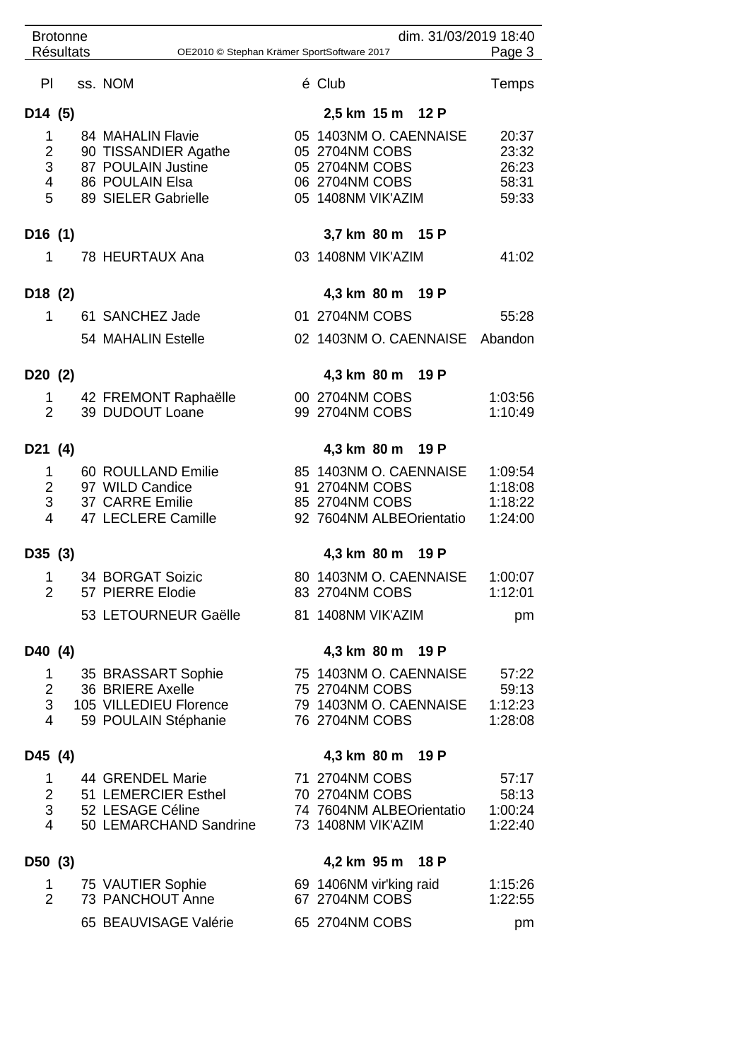| Pl | ss. | NOM | é | Club | Temps |
|---|---|---|---|---|---|
| **D14 (5)** | | | | **2,5 km 15 m 12 P** | |
| 1 | 84 | MAHALIN Flavie | 05 | 1403NM O. CAENNAISE | 20:37 |
| 2 | 90 | TISSANDIER Agathe | 05 | 2704NM COBS | 23:32 |
| 3 | 87 | POULAIN Justine | 05 | 2704NM COBS | 26:23 |
| 4 | 86 | POULAIN Elsa | 06 | 2704NM COBS | 58:31 |
| 5 | 89 | SIELER Gabrielle | 05 | 1408NM VIK'AZIM | 59:33 |
| **D16 (1)** | | | | **3,7 km 80 m 15 P** | |
| 1 | 78 | HEURTAUX Ana | 03 | 1408NM VIK'AZIM | 41:02 |
| **D18 (2)** | | | | **4,3 km 80 m 19 P** | |
| 1 | 61 | SANCHEZ Jade | 01 | 2704NM COBS | 55:28 |
| | 54 | MAHALIN Estelle | 02 | 1403NM O. CAENNAISE | Abandon |
| **D20 (2)** | | | | **4,3 km 80 m 19 P** | |
| 1 | 42 | FREMONT Raphaëlle | 00 | 2704NM COBS | 1:03:56 |
| 2 | 39 | DUDOUT Loane | 99 | 2704NM COBS | 1:10:49 |
| **D21 (4)** | | | | **4,3 km 80 m 19 P** | |
| 1 | 60 | ROULLAND Emilie | 85 | 1403NM O. CAENNAISE | 1:09:54 |
| 2 | 97 | WILD Candice | 91 | 2704NM COBS | 1:18:08 |
| 3 | 37 | CARRE Emilie | 85 | 2704NM COBS | 1:18:22 |
| 4 | 47 | LECLERE Camille | 92 | 7604NM ALBEOrientatio | 1:24:00 |
| **D35 (3)** | | | | **4,3 km 80 m 19 P** | |
| 1 | 34 | BORGAT Soizic | 80 | 1403NM O. CAENNAISE | 1:00:07 |
| 2 | 57 | PIERRE Elodie | 83 | 2704NM COBS | 1:12:01 |
| | 53 | LETOURNEUR Gaëlle | 81 | 1408NM VIK'AZIM | pm |
| **D40 (4)** | | | | **4,3 km 80 m 19 P** | |
| 1 | 35 | BRASSART Sophie | 75 | 1403NM O. CAENNAISE | 57:22 |
| 2 | 36 | BRIERE Axelle | 75 | 2704NM COBS | 59:13 |
| 3 | 105 | VILLEDIEU Florence | 79 | 1403NM O. CAENNAISE | 1:12:23 |
| 4 | 59 | POULAIN Stéphanie | 76 | 2704NM COBS | 1:28:08 |
| **D45 (4)** | | | | **4,3 km 80 m 19 P** | |
| 1 | 44 | GRENDEL Marie | 71 | 2704NM COBS | 57:17 |
| 2 | 51 | LEMERCIER Esthel | 70 | 2704NM COBS | 58:13 |
| 3 | 52 | LESAGE Céline | 74 | 7604NM ALBEOrientatio | 1:00:24 |
| 4 | 50 | LEMARCHAND Sandrine | 73 | 1408NM VIK'AZIM | 1:22:40 |
| **D50 (3)** | | | | **4,2 km 95 m 18 P** | |
| 1 | 75 | VAUTIER Sophie | 69 | 1406NM vir'king raid | 1:15:26 |
| 2 | 73 | PANCHOUT Anne | 67 | 2704NM COBS | 1:22:55 |
| | 65 | BEAUVISAGE Valérie | 65 | 2704NM COBS | pm |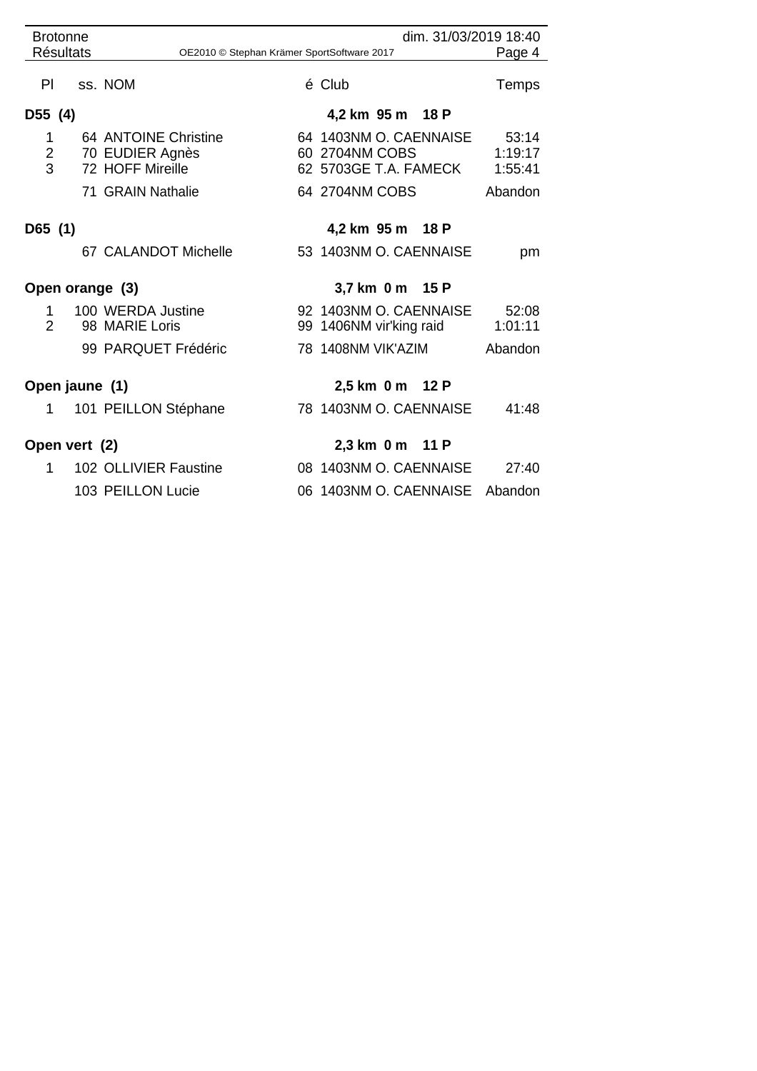| Pl | ss. NOM | é Club | Temps |
|---|---|---|---|
| **D55 (4)** | | **4,2 km 95 m 18 P** | |
| 1 | 64 ANTOINE Christine | 64 1403NM O. CAENNAISE | 53:14 |
| 2 | 70 EUDIER Agnès | 60 2704NM COBS | 1:19:17 |
| 3 | 72 HOFF Mireille | 62 5703GE T.A. FAMECK | 1:55:41 |
| | 71 GRAIN Nathalie | 64 2704NM COBS | Abandon |
| **D65 (1)** | | **4,2 km 95 m 18 P** | |
| | 67 CALANDOT Michelle | 53 1403NM O. CAENNAISE | pm |
| **Open orange (3)** | | **3,7 km 0 m 15 P** | |
| 1 | 100 WERDA Justine | 92 1403NM O. CAENNAISE | 52:08 |
| 2 | 98 MARIE Loris | 99 1406NM vir'king raid | 1:01:11 |
| | 99 PARQUET Frédéric | 78 1408NM VIK'AZIM | Abandon |
| **Open jaune (1)** | | **2,5 km 0 m 12 P** | |
| 1 | 101 PEILLON Stéphane | 78 1403NM O. CAENNAISE | 41:48 |
| **Open vert (2)** | | **2,3 km 0 m 11 P** | |
| 1 | 102 OLLIVIER Faustine | 08 1403NM O. CAENNAISE | 27:40 |
| | 103 PEILLON Lucie | 06 1403NM O. CAENNAISE | Abandon |